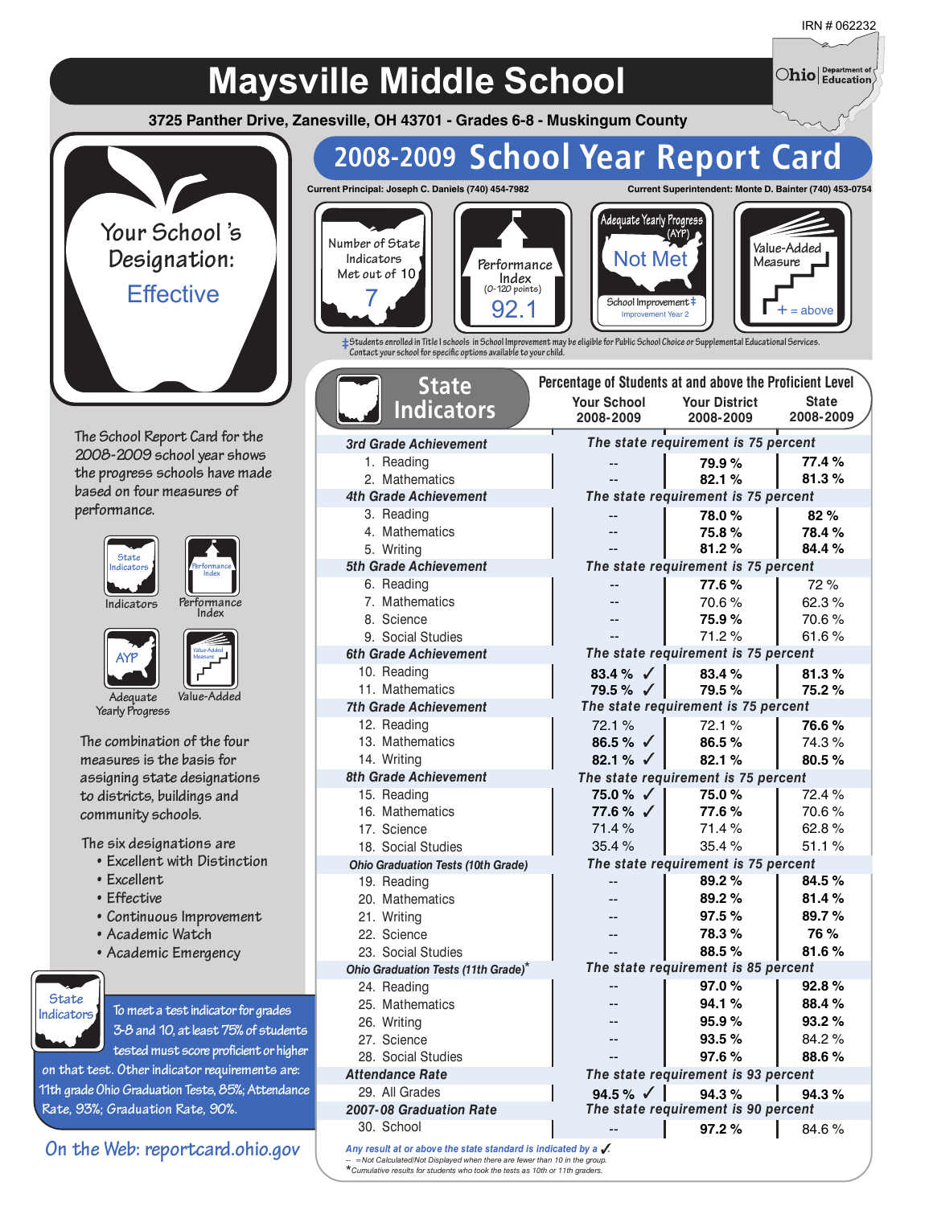IRN # 062232

# Maysville Middle School

**3725 Panther Drive, Zanesville, OH 43701 - Grades 6-8 - Muskingum County**

Ohio | Department of Education

## 2008-2009 School Year Report Card

**Current Principal:** Joseph C. Daniels (740) 454-7982
**Current Superintendent:** Monte D. Baintor (740) 453-0754

Your School's Designation: **Effective**

| Number of State Indicators Met out of 10 | Performance Index (0-120 points) | Adequate Yearly Progress (AYP) | Value-Added Measure |
|---|---|---|---|
| 7 | 92.1 | Not Met<br>School Improvement‡ Improvement Year 2 | + = above |

‡Students enrolled in Title I schools in School Improvement may be eligible for Public School Choice or Supplemental Educational Services. Contact your school for specific options available to your child.

The School Report Card for the 2008-2009 school year shows the progress schools have made based on four measures of performance.

- Indicators
- Performance Index
- Adequate Yearly Progress
- Value-Added

The combination of the four measures is the basis for assigning state designations to districts, buildings and community schools.

The six designations are

- Excellent with Distinction
- Excellent
- Effective
- Continuous Improvement
- Academic Watch
- Academic Emergency

**State Indicators:** To meet a test indicator for grades 3-8 and 10, at least 75% of students tested must score proficient or higher on that test. Other indicator requirements are: 11th grade Ohio Graduation Tests, 85%; Attendance Rate, 93%; Graduation Rate, 90%.

On the Web: reportcard.ohio.gov

## State Indicators

Percentage of Students at and above the Proficient Level

| | Your School 2008-2009 | Your District 2008-2009 | State 2008-2009 |
|---|---|---|---|
| **3rd Grade Achievement** | *The state requirement is 75 percent* | | |
| 1. Reading | -- | **79.9 %** | **77.4 %** |
| 2. Mathematics | -- | **82.1 %** | **81.3 %** |
| **4th Grade Achievement** | *The state requirement is 75 percent* | | |
| 3. Reading | -- | **78.0 %** | **82 %** |
| 4. Mathematics | -- | **75.8 %** | **78.4 %** |
| 5. Writing | -- | **81.2 %** | **84.4 %** |
| **5th Grade Achievement** | *The state requirement is 75 percent* | | |
| 6. Reading | -- | **77.6 %** | 72 % |
| 7. Mathematics | -- | 70.6 % | 62.3 % |
| 8. Science | -- | **75.9 %** | 70.6 % |
| 9. Social Studies | -- | 71.2 % | 61.6 % |
| **6th Grade Achievement** | *The state requirement is 75 percent* | | |
| 10. Reading | **83.4 %** ✓ | **83.4 %** | **81.3 %** |
| 11. Mathematics | **79.5 %** ✓ | **79.5 %** | **75.2 %** |
| **7th Grade Achievement** | *The state requirement is 75 percent* | | |
| 12. Reading | 72.1 % | 72.1 % | **76.6 %** |
| 13. Mathematics | **86.5 %** ✓ | **86.5 %** | 74.3 % |
| 14. Writing | **82.1 %** ✓ | **82.1 %** | **80.5 %** |
| **8th Grade Achievement** | *The state requirement is 75 percent* | | |
| 15. Reading | **75.0 %** ✓ | **75.0 %** | 72.4 % |
| 16. Mathematics | **77.6 %** ✓ | **77.6 %** | 70.6 % |
| 17. Science | 71.4 % | 71.4 % | 62.8 % |
| 18. Social Studies | 35.4 % | 35.4 % | 51.1 % |
| **Ohio Graduation Tests (10th Grade)** | *The state requirement is 75 percent* | | |
| 19. Reading | -- | **89.2 %** | **84.5 %** |
| 20. Mathematics | -- | **89.2 %** | **81.4 %** |
| 21. Writing | -- | **97.5 %** | **89.7 %** |
| 22. Science | -- | **78.3 %** | **76 %** |
| 23. Social Studies | -- | **88.5 %** | **81.6 %** |
| **Ohio Graduation Tests (11th Grade)*** | *The state requirement is 85 percent* | | |
| 24. Reading | -- | **97.0 %** | **92.8 %** |
| 25. Mathematics | -- | **94.1 %** | **88.4 %** |
| 26. Writing | -- | **95.9 %** | **93.2 %** |
| 27. Science | -- | **93.5 %** | 84.2 % |
| 28. Social Studies | -- | **97.6 %** | **88.6 %** |
| **Attendance Rate** | *The state requirement is 93 percent* | | |
| 29. All Grades | **94.5 %** ✓ | **94.3 %** | **94.3 %** |
| **2007-08 Graduation Rate** | *The state requirement is 90 percent* | | |
| 30. School | -- | **97.2 %** | 84.6 % |

*Any result at or above the state standard is indicated by a ✓.*

-- =Not Calculated/Not Displayed when there are fewer than 10 in the group.

*Cumulative results for students who took the tests as 10th or 11th graders.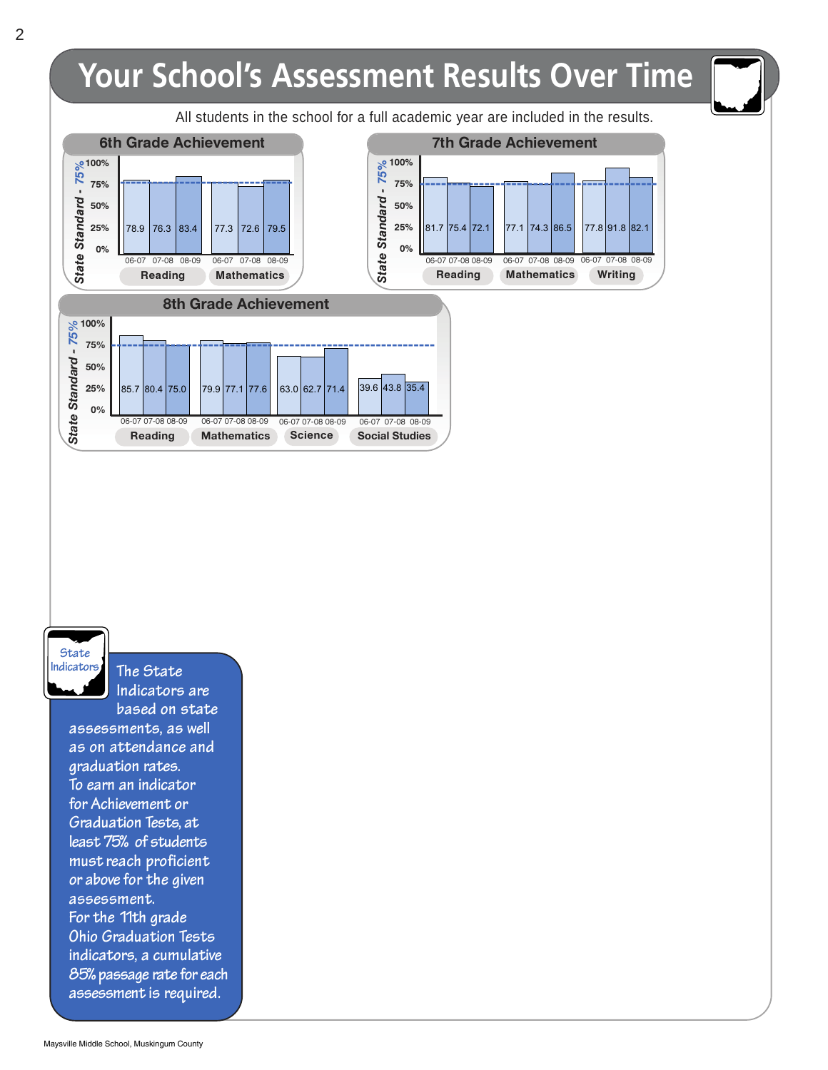# Your School's Assessment Results Over Time

All students in the school for a full academic year are included in the results.

## 6th Grade Achievement

State Standard - 75%

| Subject | 06-07 | 07-08 | 08-09 |
|---|---|---|---|
| Reading | 78.9 | 76.3 | 83.4 |
| Mathematics | 77.3 | 72.6 | 79.5 |

## 7th Grade Achievement

State Standard - 75%

| Subject | 06-07 | 07-08 | 08-09 |
|---|---|---|---|
| Reading | 81.7 | 75.4 | 72.1 |
| Mathematics | 77.1 | 74.3 | 86.5 |
| Writing | 77.8 | 91.8 | 82.1 |

## 8th Grade Achievement

State Standard - 75%

| Subject | 06-07 | 07-08 | 08-09 |
|---|---|---|---|
| Reading | 85.7 | 80.4 | 75.0 |
| Mathematics | 79.9 | 77.1 | 77.6 |
| Science | 63.0 | 62.7 | 71.4 |
| Social Studies | 39.6 | 43.8 | 35.4 |

**State Indicators**

The State Indicators are based on state assessments, as well as on attendance and graduation rates. To earn an indicator for Achievement or Graduation Tests, at least 75% of students must reach proficient or above for the given assessment. For the 11th grade Ohio Graduation Tests indicators, a cumulative 85% passage rate for each assessment is required.

Maysville Middle School, Muskingum County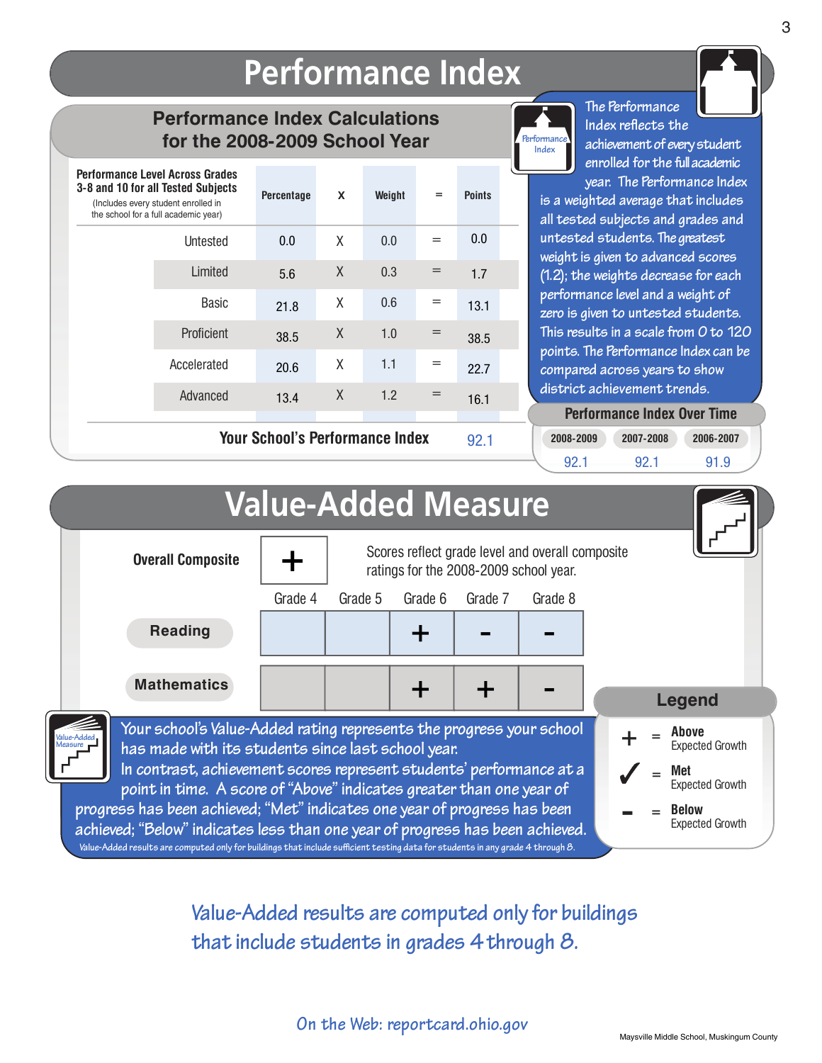# Performance Index

## Performance Index Calculations for the 2008-2009 School Year

| Performance Level Across Grades 3-8 and 10 for all Tested Subjects (Includes every student enrolled in the school for a full academic year) | Percentage | X | Weight | = | Points |
|---|---|---|---|---|---|
| Untested | 0.0 | X | 0.0 | = | 0.0 |
| Limited | 5.6 | X | 0.3 | = | 1.7 |
| Basic | 21.8 | X | 0.6 | = | 13.1 |
| Proficient | 38.5 | X | 1.0 | = | 38.5 |
| Accelerated | 20.6 | X | 1.1 | = | 22.7 |
| Advanced | 13.4 | X | 1.2 | = | 16.1 |
| **Your School's Performance Index** | | | | | 92.1 |

The Performance Index reflects the achievement of every student enrolled for the full academic year. The Performance Index is a weighted average that includes all tested subjects and grades and untested students. The greatest weight is given to advanced scores (1.2); the weights decrease for each performance level and a weight of zero is given to untested students. This results in a scale from 0 to 120 points. The Performance Index can be compared across years to show district achievement trends.

### Performance Index Over Time

| 2008-2009 | 2007-2008 | 2006-2007 |
|---|---|---|
| 92.1 | 92.1 | 91.9 |

# Value-Added Measure

**Overall Composite**: +

Scores reflect grade level and overall composite ratings for the 2008-2009 school year.

| | Grade 4 | Grade 5 | Grade 6 | Grade 7 | Grade 8 |
|---|---|---|---|---|---|
| **Reading** | | | + | - | - |
| **Mathematics** | | | + | + | - |

### Legend

- + = **Above** Expected Growth
- ✓ = **Met** Expected Growth
- - = **Below** Expected Growth

Your school's Value-Added rating represents the progress your school has made with its students since last school year. In contrast, achievement scores represent students' performance at a point in time. A score of "Above" indicates greater than one year of progress has been achieved; "Met" indicates one year of progress has been achieved; "Below" indicates less than one year of progress has been achieved.

Value-Added results are computed only for buildings that include sufficient testing data for students in any grade 4 through 8.

*Value-Added results are computed only for buildings that include students in grades 4 through 8.*

*On the Web: reportcard.ohio.gov*

Maysville Middle School, Muskingum County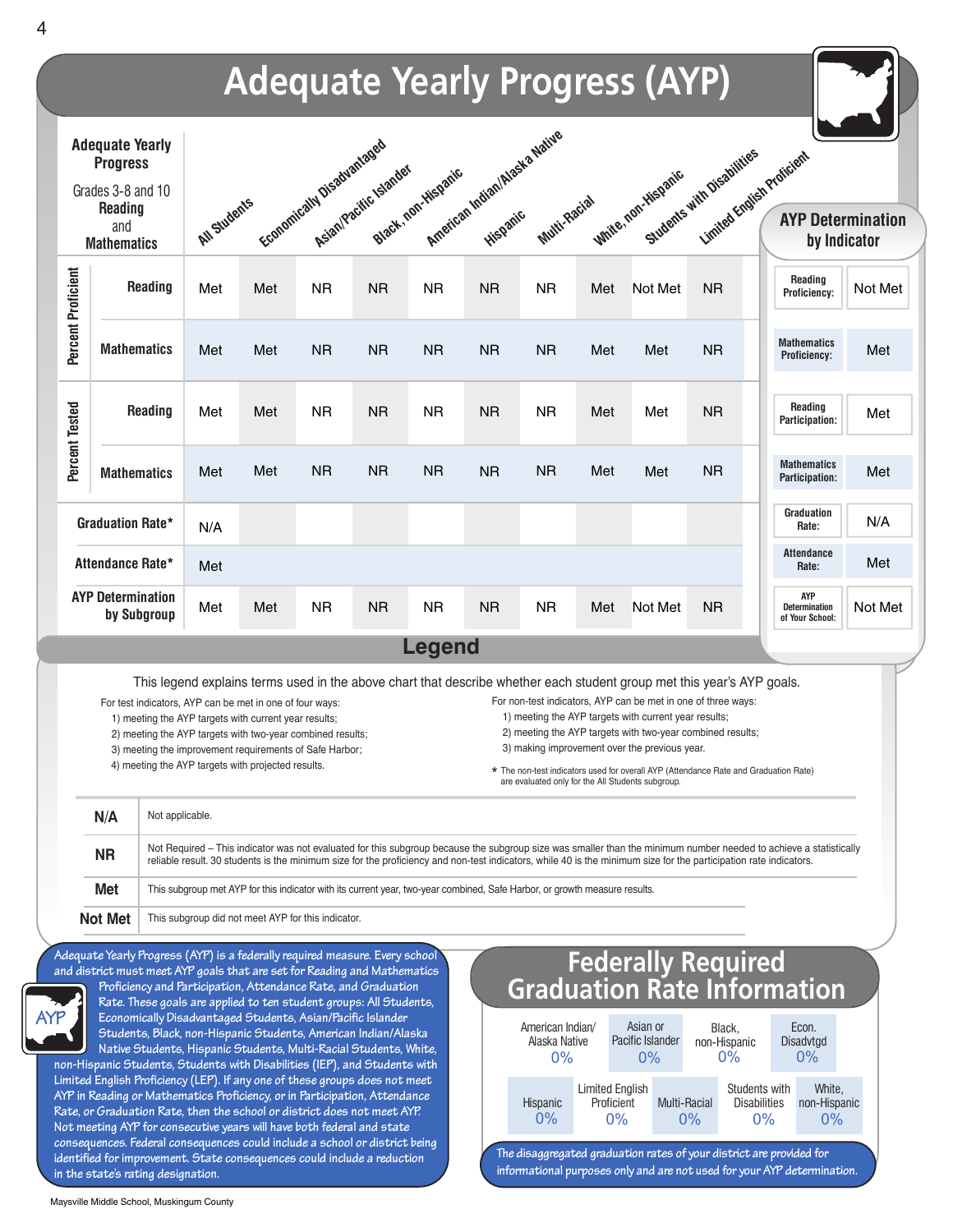# Adequate Yearly Progress (AYP)

| Adequate Yearly Progress — Grades 3-8 and 10 Reading and Mathematics | | All Students | Economically Disadvantaged | Asian/Pacific Islander | Black, non-Hispanic | American Indian/Alaska Native | Hispanic | Multi-Racial | White, non-Hispanic | Students with Disabilities | Limited English Proficient |
|---|---|---|---|---|---|---|---|---|---|---|---|
| Percent Proficient | Reading | Met | Met | NR | NR | NR | NR | NR | Met | Not Met | NR |
| | Mathematics | Met | Met | NR | NR | NR | NR | NR | Met | Met | NR |
| Percent Tested | Reading | Met | Met | NR | NR | NR | NR | NR | Met | Met | NR |
| | Mathematics | Met | Met | NR | NR | NR | NR | NR | Met | Met | NR |
| Graduation Rate* | | N/A | | | | | | | | | |
| Attendance Rate* | | Met | | | | | | | | | |
| AYP Determination by Subgroup | | Met | Met | NR | NR | NR | NR | NR | Met | Not Met | NR |

## AYP Determination by Indicator

| Indicator | Result |
|---|---|
| Reading Proficiency: | Not Met |
| Mathematics Proficiency: | Met |
| Reading Participation: | Met |
| Mathematics Participation: | Met |
| Graduation Rate: | N/A |
| Attendance Rate: | Met |
| AYP Determination of Your School: | Not Met |

## Legend

This legend explains terms used in the above chart that describe whether each student group met this year's AYP goals.

For test indicators, AYP can be met in one of four ways:
1) meeting the AYP targets with current year results;
2) meeting the AYP targets with two-year combined results;
3) meeting the improvement requirements of Safe Harbor;
4) meeting the AYP targets with projected results.

For non-test indicators, AYP can be met in one of three ways:
1) meeting the AYP targets with current year results;
2) meeting the AYP targets with two-year combined results;
3) making improvement over the previous year.

* The non-test indicators used for overall AYP (Attendance Rate and Graduation Rate) are evaluated only for the All Students subgroup.

| Term | Definition |
|---|---|
| N/A | Not applicable. |
| NR | Not Required – This indicator was not evaluated for this subgroup because the subgroup size was smaller than the minimum number needed to achieve a statistically reliable result. 30 students is the minimum size for the proficiency and non-test indicators, while 40 is the minimum size for the participation rate indicators. |
| Met | This subgroup met AYP for this indicator with its current year, two-year combined, Safe Harbor, or growth measure results. |
| Not Met | This subgroup did not meet AYP for this indicator. |

Adequate Yearly Progress (AYP) is a federally required measure. Every school and district must meet AYP goals that are set for Reading and Mathematics Proficiency and Participation, Attendance Rate, and Graduation Rate. These goals are applied to ten student groups: All Students, Economically Disadvantaged Students, Asian/Pacific Islander Students, Black, non-Hispanic Students, American Indian/Alaska Native Students, Hispanic Students, Multi-Racial Students, White, non-Hispanic Students, Students with Disabilities (IEP), and Students with Limited English Proficiency (LEP). If any one of these groups does not meet AYP in Reading or Mathematics Proficiency, or in Participation, Attendance Rate, or Graduation Rate, then the school or district does not meet AYP. Not meeting AYP for consecutive years will have both federal and state consequences. Federal consequences could include a school or district being identified for improvement. State consequences could include a reduction in the state's rating designation.

## Federally Required Graduation Rate Information

| American Indian/ Alaska Native | Asian or Pacific Islander | Black, non-Hispanic | Econ. Disadvtgd |
|---|---|---|---|
| 0% | 0% | 0% | 0% |

| Hispanic | Limited English Proficient | Multi-Racial | Students with Disabilities | White, non-Hispanic |
|---|---|---|---|---|
| 0% | 0% | 0% | 0% | 0% |

The disaggregated graduation rates of your district are provided for informational purposes only and are not used for your AYP determination.

Maysville Middle School, Muskingum County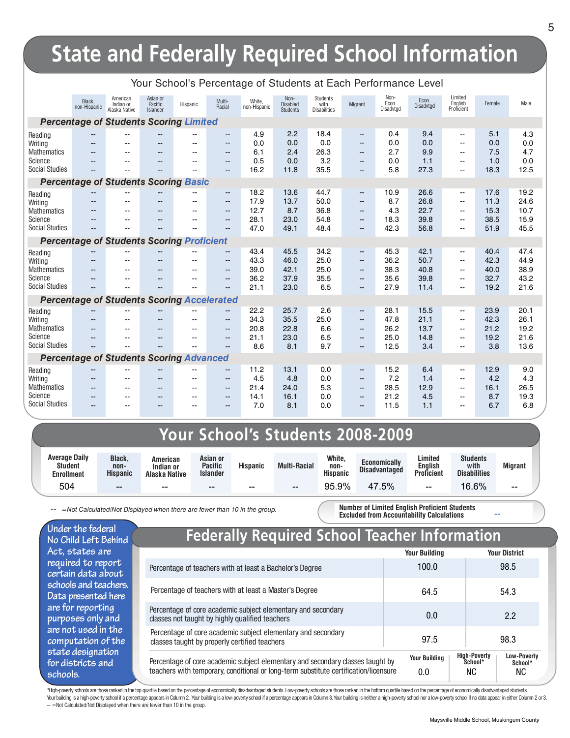# State and Federally Required School Information

### Your School's Percentage of Students at Each Performance Level

| | Black, non-Hispanic | American Indian or Alaska Native | Asian or Pacific Islander | Hispanic | Multi-Racial | White, non-Hispanic | Non-Disabled Students | Students with Disabilities | Migrant | Non-Econ. Disadvtgd | Econ. Disadvtgd | Limited English Proficient | Female | Male |
|---|---|---|---|---|---|---|---|---|---|---|---|---|---|---|
| ***Percentage of Students Scoring Limited*** | | | | | | | | | | | | | | |
| Reading | -- | -- | -- | -- | -- | 4.9 | 2.2 | 18.4 | -- | 0.4 | 9.4 | -- | 5.1 | 4.3 |
| Writing | -- | -- | -- | -- | -- | 0.0 | 0.0 | 0.0 | -- | 0.0 | 0.0 | -- | 0.0 | 0.0 |
| Mathematics | -- | -- | -- | -- | -- | 6.1 | 2.4 | 26.3 | -- | 2.7 | 9.9 | -- | 7.5 | 4.7 |
| Science | -- | -- | -- | -- | -- | 0.5 | 0.0 | 3.2 | -- | 0.0 | 1.1 | -- | 1.0 | 0.0 |
| Social Studies | -- | -- | -- | -- | -- | 16.2 | 11.8 | 35.5 | -- | 5.8 | 27.3 | -- | 18.3 | 12.5 |
| ***Percentage of Students Scoring Basic*** | | | | | | | | | | | | | | |
| Reading | -- | -- | -- | -- | -- | 18.2 | 13.6 | 44.7 | -- | 10.9 | 26.6 | -- | 17.6 | 19.2 |
| Writing | -- | -- | -- | -- | -- | 17.9 | 13.7 | 50.0 | -- | 8.7 | 26.8 | -- | 11.3 | 24.6 |
| Mathematics | -- | -- | -- | -- | -- | 12.7 | 8.7 | 36.8 | -- | 4.3 | 22.7 | -- | 15.3 | 10.7 |
| Science | -- | -- | -- | -- | -- | 28.1 | 23.0 | 54.8 | -- | 18.3 | 39.8 | -- | 38.5 | 15.9 |
| Social Studies | -- | -- | -- | -- | -- | 47.0 | 49.1 | 48.4 | -- | 42.3 | 56.8 | -- | 51.9 | 45.5 |
| ***Percentage of Students Scoring Proficient*** | | | | | | | | | | | | | | |
| Reading | -- | -- | -- | -- | -- | 43.4 | 45.5 | 34.2 | -- | 45.3 | 42.1 | -- | 40.4 | 47.4 |
| Writing | -- | -- | -- | -- | -- | 43.3 | 46.0 | 25.0 | -- | 36.2 | 50.7 | -- | 42.3 | 44.9 |
| Mathematics | -- | -- | -- | -- | -- | 39.0 | 42.1 | 25.0 | -- | 38.3 | 40.8 | -- | 40.0 | 38.9 |
| Science | -- | -- | -- | -- | -- | 36.2 | 37.9 | 35.5 | -- | 35.6 | 39.8 | -- | 32.7 | 43.2 |
| Social Studies | -- | -- | -- | -- | -- | 21.1 | 23.0 | 6.5 | -- | 27.9 | 11.4 | -- | 19.2 | 21.6 |
| ***Percentage of Students Scoring Accelerated*** | | | | | | | | | | | | | | |
| Reading | -- | -- | -- | -- | -- | 22.2 | 25.7 | 2.6 | -- | 28.1 | 15.5 | -- | 23.9 | 20.1 |
| Writing | -- | -- | -- | -- | -- | 34.3 | 35.5 | 25.0 | -- | 47.8 | 21.1 | -- | 42.3 | 26.1 |
| Mathematics | -- | -- | -- | -- | -- | 20.8 | 22.8 | 6.6 | -- | 26.2 | 13.7 | -- | 21.2 | 19.2 |
| Science | -- | -- | -- | -- | -- | 21.1 | 23.0 | 6.5 | -- | 25.0 | 14.8 | -- | 19.2 | 21.6 |
| Social Studies | -- | -- | -- | -- | -- | 8.6 | 8.1 | 9.7 | -- | 12.5 | 3.4 | -- | 3.8 | 13.6 |
| ***Percentage of Students Scoring Advanced*** | | | | | | | | | | | | | | |
| Reading | -- | -- | -- | -- | -- | 11.2 | 13.1 | 0.0 | -- | 15.2 | 6.4 | -- | 12.9 | 9.0 |
| Writing | -- | -- | -- | -- | -- | 4.5 | 4.8 | 0.0 | -- | 7.2 | 1.4 | -- | 4.2 | 4.3 |
| Mathematics | -- | -- | -- | -- | -- | 21.4 | 24.0 | 5.3 | -- | 28.5 | 12.9 | -- | 16.1 | 26.5 |
| Science | -- | -- | -- | -- | -- | 14.1 | 16.1 | 0.0 | -- | 21.2 | 4.5 | -- | 8.7 | 19.3 |
| Social Studies | -- | -- | -- | -- | -- | 7.0 | 8.1 | 0.0 | -- | 11.5 | 1.1 | -- | 6.7 | 6.8 |

# Your School's Students 2008-2009

| Average Daily Student Enrollment | Black, non-Hispanic | American Indian or Alaska Native | Asian or Pacific Islander | Hispanic | Multi-Racial | White, non-Hispanic | Economically Disadvantaged | Limited English Proficient | Students with Disabilities | Migrant |
|---|---|---|---|---|---|---|---|---|---|---|
| 504 | -- | -- | -- | -- | -- | 95.9% | 47.5% | -- | 16.6% | -- |

*-- =Not Calculated/Not Displayed when there are fewer than 10 in the group.*

**Number of Limited English Proficient Students Excluded from Accountability Calculations** --

Under the federal No Child Left Behind Act, states are required to report certain data about schools and teachers. Data presented here are for reporting purposes only and are not used in the computation of the state designation for districts and schools.

# Federally Required School Teacher Information

| | Your Building | Your District |
|---|---|---|
| Percentage of teachers with at least a Bachelor's Degree | 100.0 | 98.5 |
| Percentage of teachers with at least a Master's Degree | 64.5 | 54.3 |
| Percentage of core academic subject elementary and secondary classes not taught by highly qualified teachers | 0.0 | 2.2 |
| Percentage of core academic subject elementary and secondary classes taught by properly certified teachers | 97.5 | 98.3 |

| | Your Building | High-Poverty School* | Low-Poverty School* |
|---|---|---|---|
| Percentage of core academic subject elementary and secondary classes taught by teachers with temporary, conditional or long-term substitute certification/licensure | 0.0 | NC | NC |

*High-poverty schools are those ranked in the top quartile based on the percentage of economically disadvantaged students. Low-poverty schools are those ranked in the bottom quartile based on the percentage of economically disadvantaged students. Your building is a high-poverty school if a percentage appears in Column 2. Your building is a low-poverty school if a percentage appears in Column 3. Your building is neither a high-poverty school nor a low-poverty school if no data appear in either Column 2 or 3.
-- =Not Calculated/Not Displayed when there are fewer than 10 in the group.

Maysville Middle School, Muskingum County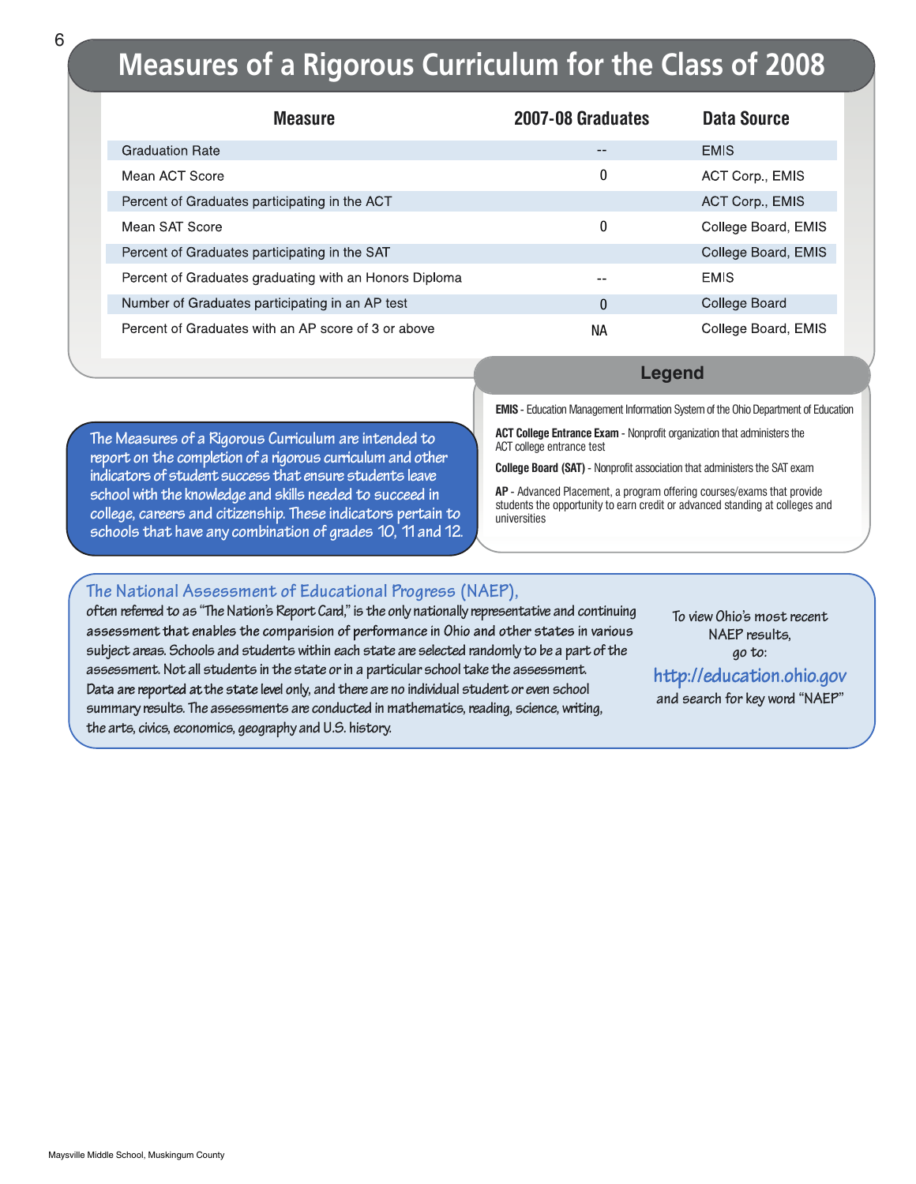# Measures of a Rigorous Curriculum for the Class of 2008

| Measure | 2007-08 Graduates | Data Source |
|---|---|---|
| Graduation Rate | -- | EMIS |
| Mean ACT Score | 0 | ACT Corp., EMIS |
| Percent of Graduates participating in the ACT | | ACT Corp., EMIS |
| Mean SAT Score | 0 | College Board, EMIS |
| Percent of Graduates participating in the SAT | | College Board, EMIS |
| Percent of Graduates graduating with an Honors Diploma | -- | EMIS |
| Number of Graduates participating in an AP test | 0 | College Board |
| Percent of Graduates with an AP score of 3 or above | NA | College Board, EMIS |

The Measures of a Rigorous Curriculum are intended to report on the completion of a rigorous curriculum and other indicators of student success that ensure students leave school with the knowledge and skills needed to succeed in college, careers and citizenship. These indicators pertain to schools that have any combination of grades 10, 11 and 12.

## Legend

**EMIS** - Education Management Information System of the Ohio Department of Education

**ACT College Entrance Exam** - Nonprofit organization that administers the ACT college entrance test

**College Board (SAT)** - Nonprofit association that administers the SAT exam

**AP** - Advanced Placement, a program offering courses/exams that provide students the opportunity to earn credit or advanced standing at colleges and universities

## The National Assessment of Educational Progress (NAEP),

often referred to as "The Nation's Report Card," is the only nationally representative and continuing assessment that enables the comparision of performance in Ohio and other states in various subject areas. Schools and students within each state are selected randomly to be a part of the assessment. Not all students in the state or in a particular school take the assessment. Data are reported at the state level only, and there are no individual student or even school summary results. The assessments are conducted in mathematics, reading, science, writing, the arts, civics, economics, geography and U.S. history.

To view Ohio's most recent NAEP results, go to:

http://education.ohio.gov

and search for key word "NAEP"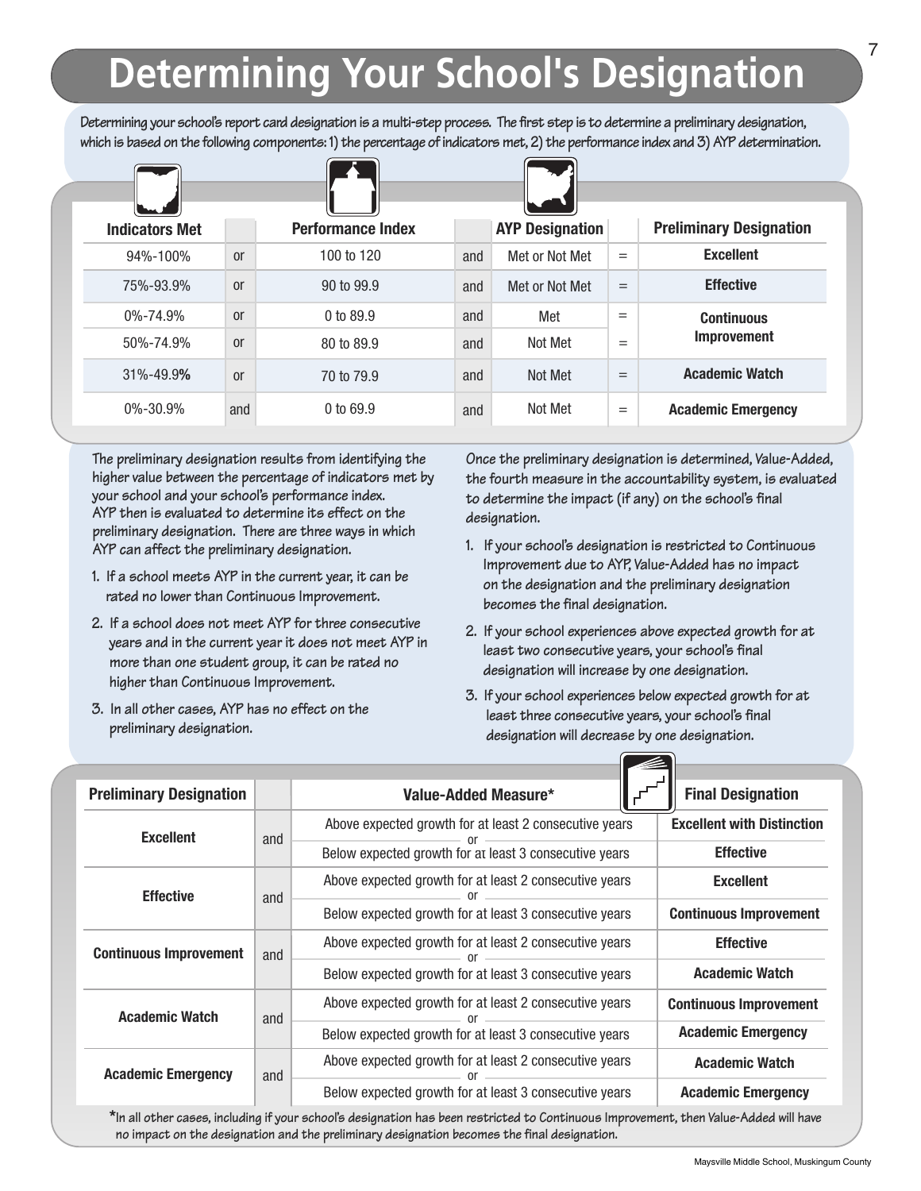# Determining Your School's Designation

Determining your school's report card designation is a multi-step process. The first step is to determine a preliminary designation, which is based on the following components: 1) the percentage of indicators met, 2) the performance index and 3) AYP determination.

| Indicators Met | | Performance Index | | AYP Designation | | Preliminary Designation |
|---|---|---|---|---|---|---|
| 94%-100% | or | 100 to 120 | and | Met or Not Met | = | **Excellent** |
| 75%-93.9% | or | 90 to 99.9 | and | Met or Not Met | = | **Effective** |
| 0%-74.9% | or | 0 to 89.9 | and | Met | = | **Continuous Improvement** |
| 50%-74.9% | or | 80 to 89.9 | and | Not Met | = | |
| 31%-49.9% | or | 70 to 79.9 | and | Not Met | = | **Academic Watch** |
| 0%-30.9% | and | 0 to 69.9 | and | Not Met | = | **Academic Emergency** |

The preliminary designation results from identifying the higher value between the percentage of indicators met by your school and your school's performance index. AYP then is evaluated to determine its effect on the preliminary designation. There are three ways in which AYP can affect the preliminary designation.

1. If a school meets AYP in the current year, it can be rated no lower than Continuous Improvement.
2. If a school does not meet AYP for three consecutive years and in the current year it does not meet AYP in more than one student group, it can be rated no higher than Continuous Improvement.
3. In all other cases, AYP has no effect on the preliminary designation.

Once the preliminary designation is determined, Value-Added, the fourth measure in the accountability system, is evaluated to determine the impact (if any) on the school's final designation.

1. If your school's designation is restricted to Continuous Improvement due to AYP, Value-Added has no impact on the designation and the preliminary designation becomes the final designation.
2. If your school experiences above expected growth for at least two consecutive years, your school's final designation will increase by one designation.
3. If your school experiences below expected growth for at least three consecutive years, your school's final designation will decrease by one designation.

| Preliminary Designation | | Value-Added Measure* | Final Designation |
|---|---|---|---|
| **Excellent** | and | Above expected growth for at least 2 consecutive years | **Excellent with Distinction** |
| | | or Below expected growth for at least 3 consecutive years | **Effective** |
| **Effective** | and | Above expected growth for at least 2 consecutive years | **Excellent** |
| | | or Below expected growth for at least 3 consecutive years | **Continuous Improvement** |
| **Continuous Improvement** | and | Above expected growth for at least 2 consecutive years | **Effective** |
| | | or Below expected growth for at least 3 consecutive years | **Academic Watch** |
| **Academic Watch** | and | Above expected growth for at least 2 consecutive years | **Continuous Improvement** |
| | | or Below expected growth for at least 3 consecutive years | **Academic Emergency** |
| **Academic Emergency** | and | Above expected growth for at least 2 consecutive years | **Academic Watch** |
| | | or Below expected growth for at least 3 consecutive years | **Academic Emergency** |

*In all other cases, including if your school's designation has been restricted to Continuous Improvement, then Value-Added will have no impact on the designation and the preliminary designation becomes the final designation.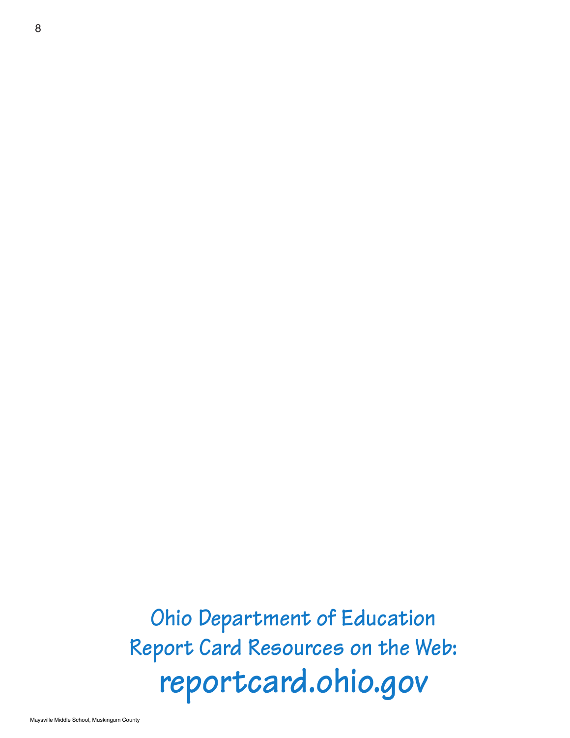**Ohio Department of Education**
**Report Card Resources on the Web:**
**reportcard.ohio.gov**